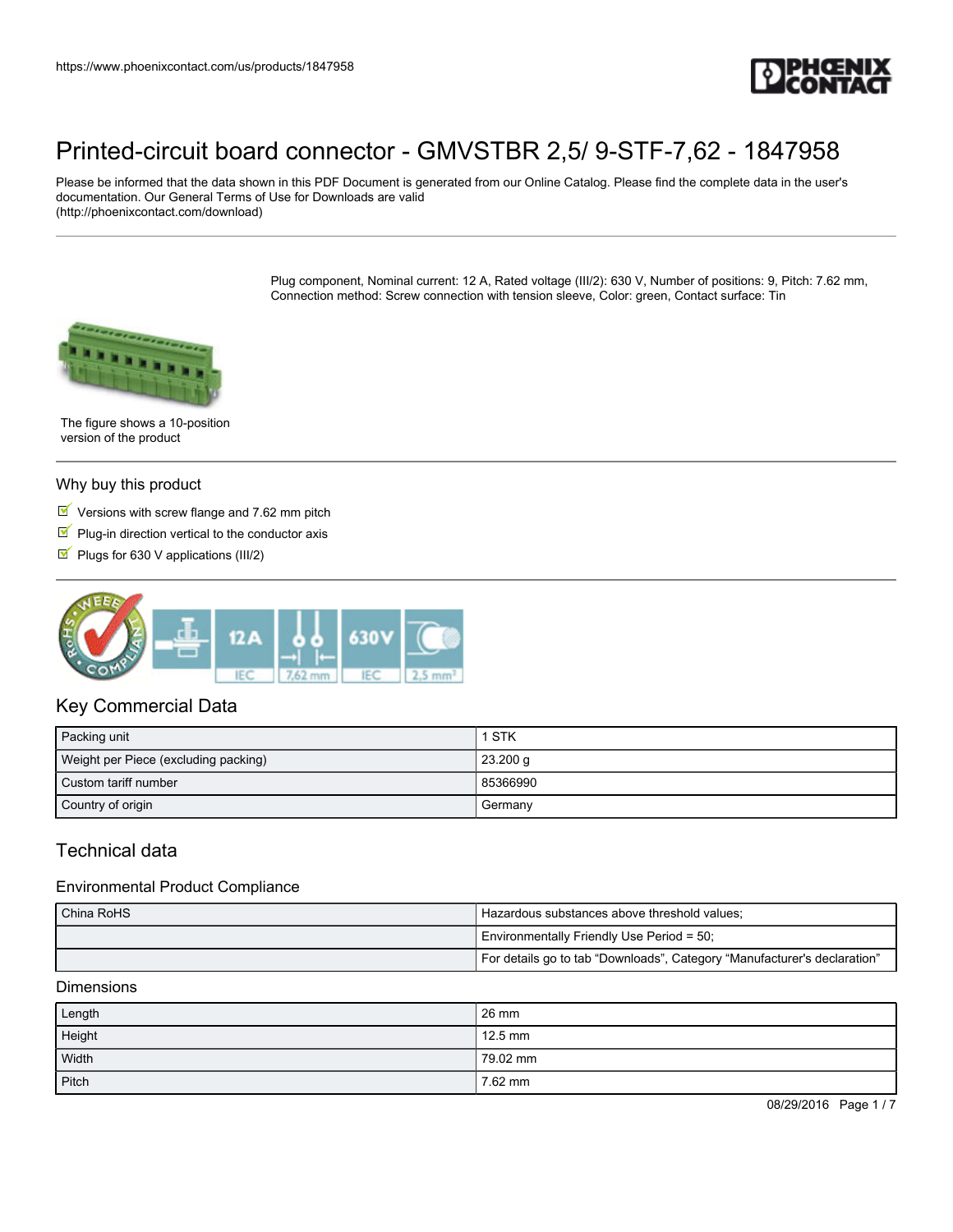# Printed-circuit board connector - GMVSTBR 2,5/ 9-STF-7,62 - 1847958

Please be informed that the data shown in this PDF Document is generated from our Online Catalog. Please find the complete data in the user's documentation. Our General Terms of Use for Downloads are valid (http://phoenixcontact.com/download)

Plug component, Nominal current: 12 A, Rated voltage (III/2): 630 V, Number of positions: 9, Pitch: 7.62 mm, Connection method: Screw connection with tension sleeve, Color: green, Contact surface: Tin

The figure shows a 10-position version of the product

## Why buy this product

- Versions with screw flange and 7.62 mm pitch
- Plug-in direction vertical to the conductor axis
- Plugs for 630 V applications (III/2)

## Key Commercial Data

| | |
|---|---|
| Packing unit | 1 STK |
| Weight per Piece (excluding packing) | 23.200 g |
| Custom tariff number | 85366990 |
| Country of origin | Germany |

## Technical data

### Environmental Product Compliance

| | |
|---|---|
| China RoHS | Hazardous substances above threshold values; |
| | Environmentally Friendly Use Period = 50; |
| | For details go to tab “Downloads”, Category “Manufacturer's declaration” |

### Dimensions

| | |
|---|---|
| Length | 26 mm |
| Height | 12.5 mm |
| Width | 79.02 mm |
| Pitch | 7.62 mm |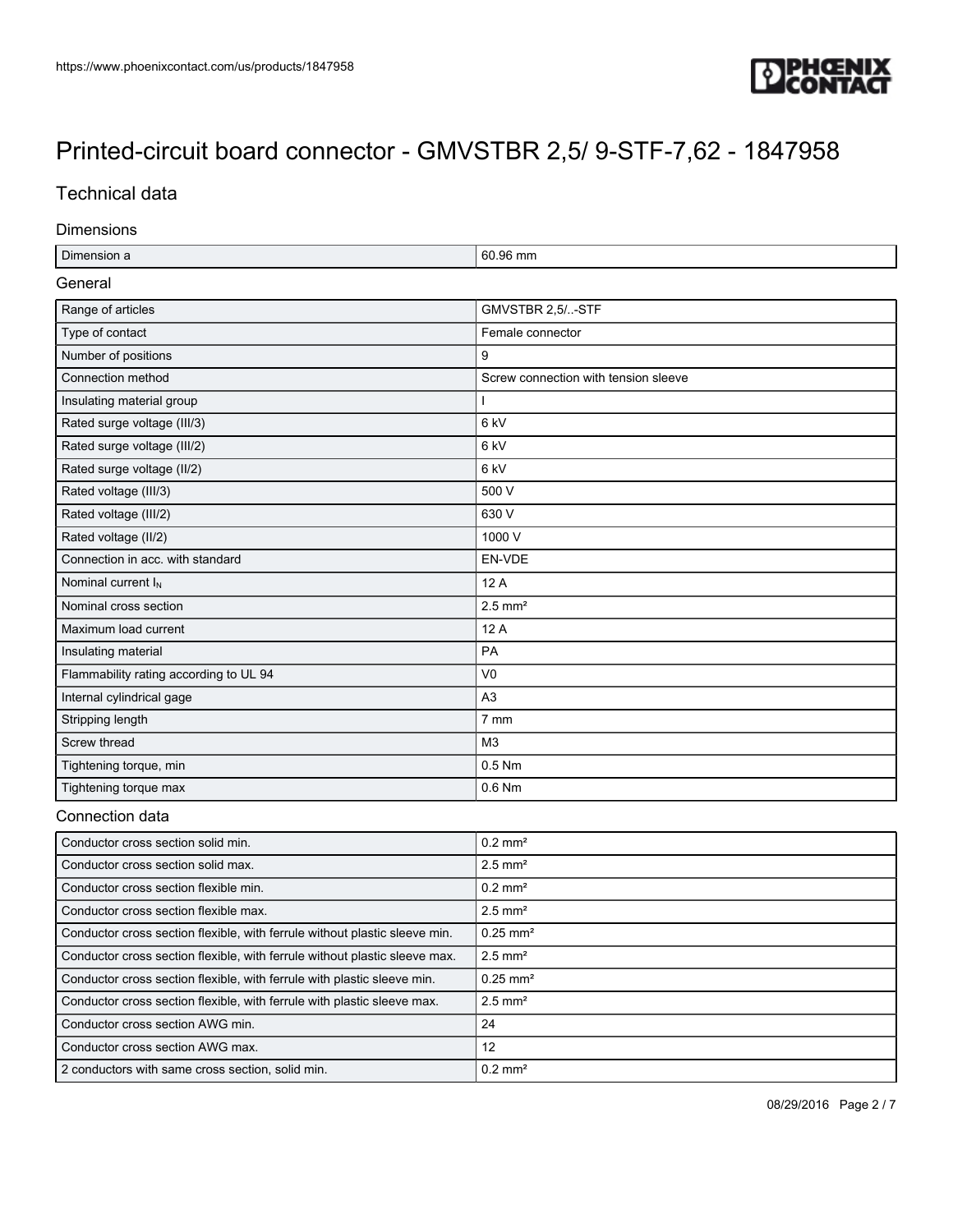# Printed-circuit board connector - GMVSTBR 2,5/ 9-STF-7,62 - 1847958

## Technical data

### Dimensions

| | |
|---|---|
| Dimension a | 60.96 mm |

### General

| | |
|---|---|
| Range of articles | GMVSTBR 2,5/..-STF |
| Type of contact | Female connector |
| Number of positions | 9 |
| Connection method | Screw connection with tension sleeve |
| Insulating material group | I |
| Rated surge voltage (III/3) | 6 kV |
| Rated surge voltage (III/2) | 6 kV |
| Rated surge voltage (II/2) | 6 kV |
| Rated voltage (III/3) | 500 V |
| Rated voltage (III/2) | 630 V |
| Rated voltage (II/2) | 1000 V |
| Connection in acc. with standard | EN-VDE |
| Nominal current $I_N$ | 12 A |
| Nominal cross section | 2.5 mm² |
| Maximum load current | 12 A |
| Insulating material | PA |
| Flammability rating according to UL 94 | V0 |
| Internal cylindrical gage | A3 |
| Stripping length | 7 mm |
| Screw thread | M3 |
| Tightening torque, min | 0.5 Nm |
| Tightening torque max | 0.6 Nm |

### Connection data

| | |
|---|---|
| Conductor cross section solid min. | 0.2 mm² |
| Conductor cross section solid max. | 2.5 mm² |
| Conductor cross section flexible min. | 0.2 mm² |
| Conductor cross section flexible max. | 2.5 mm² |
| Conductor cross section flexible, with ferrule without plastic sleeve min. | 0.25 mm² |
| Conductor cross section flexible, with ferrule without plastic sleeve max. | 2.5 mm² |
| Conductor cross section flexible, with ferrule with plastic sleeve min. | 0.25 mm² |
| Conductor cross section flexible, with ferrule with plastic sleeve max. | 2.5 mm² |
| Conductor cross section AWG min. | 24 |
| Conductor cross section AWG max. | 12 |
| 2 conductors with same cross section, solid min. | 0.2 mm² |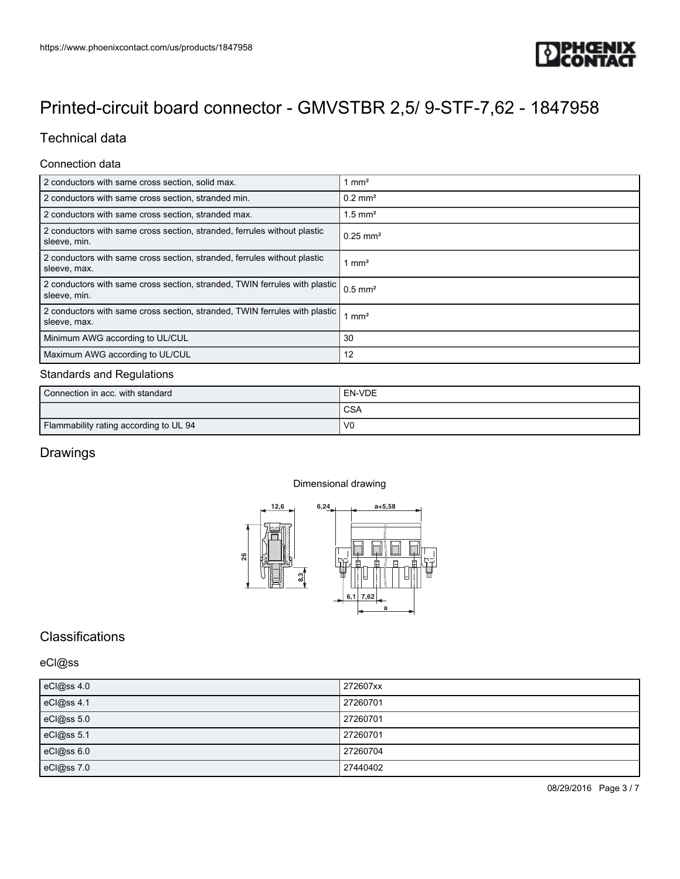# Printed-circuit board connector - GMVSTBR 2,5/ 9-STF-7,62 - 1847958

## Technical data

### Connection data

| | |
|---|---|
| 2 conductors with same cross section, solid max. | 1 mm² |
| 2 conductors with same cross section, stranded min. | 0.2 mm² |
| 2 conductors with same cross section, stranded max. | 1.5 mm² |
| 2 conductors with same cross section, stranded, ferrules without plastic sleeve, min. | 0.25 mm² |
| 2 conductors with same cross section, stranded, ferrules without plastic sleeve, max. | 1 mm² |
| 2 conductors with same cross section, stranded, TWIN ferrules with plastic sleeve, min. | 0.5 mm² |
| 2 conductors with same cross section, stranded, TWIN ferrules with plastic sleeve, max. | 1 mm² |
| Minimum AWG according to UL/CUL | 30 |
| Maximum AWG according to UL/CUL | 12 |

### Standards and Regulations

| | |
|---|---|
| Connection in acc. with standard | EN-VDE |
| | CSA |
| Flammability rating according to UL 94 | V0 |

## Drawings

Dimensional drawing

## Classifications

### eCl@ss

| | |
|---|---|
| eCl@ss 4.0 | 272607xx |
| eCl@ss 4.1 | 27260701 |
| eCl@ss 5.0 | 27260701 |
| eCl@ss 5.1 | 27260701 |
| eCl@ss 6.0 | 27260704 |
| eCl@ss 7.0 | 27440402 |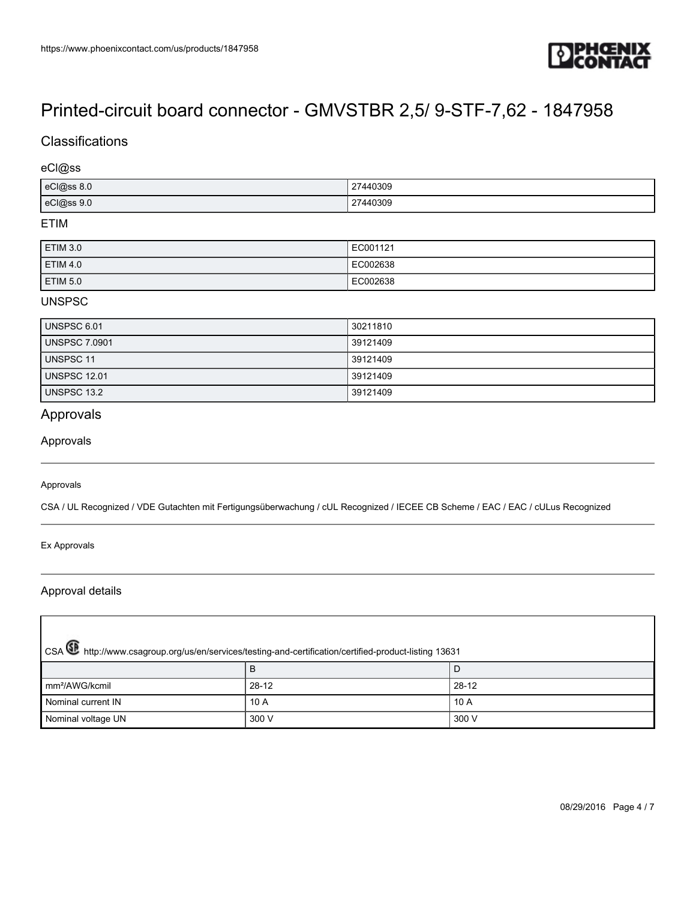# Printed-circuit board connector - GMVSTBR 2,5/ 9-STF-7,62 - 1847958

## Classifications

### eCl@ss

| | |
|---|---|
| eCl@ss 8.0 | 27440309 |
| eCl@ss 9.0 | 27440309 |

### ETIM

| | |
|---|---|
| ETIM 3.0 | EC001121 |
| ETIM 4.0 | EC002638 |
| ETIM 5.0 | EC002638 |

### UNSPSC

| | |
|---|---|
| UNSPSC 6.01 | 30211810 |
| UNSPSC 7.0901 | 39121409 |
| UNSPSC 11 | 39121409 |
| UNSPSC 12.01 | 39121409 |
| UNSPSC 13.2 | 39121409 |

## Approvals

### Approvals

Approvals

CSA / UL Recognized / VDE Gutachten mit Fertigungsüberwachung / cUL Recognized / IECEE CB Scheme / EAC / EAC / cULus Recognized

Ex Approvals

### Approval details

CSA http://www.csagroup.org/us/en/services/testing-and-certification/certified-product-listing 13631

| | B | D |
|---|---|---|
| mm²/AWG/kcmil | 28-12 | 28-12 |
| Nominal current IN | 10 A | 10 A |
| Nominal voltage UN | 300 V | 300 V |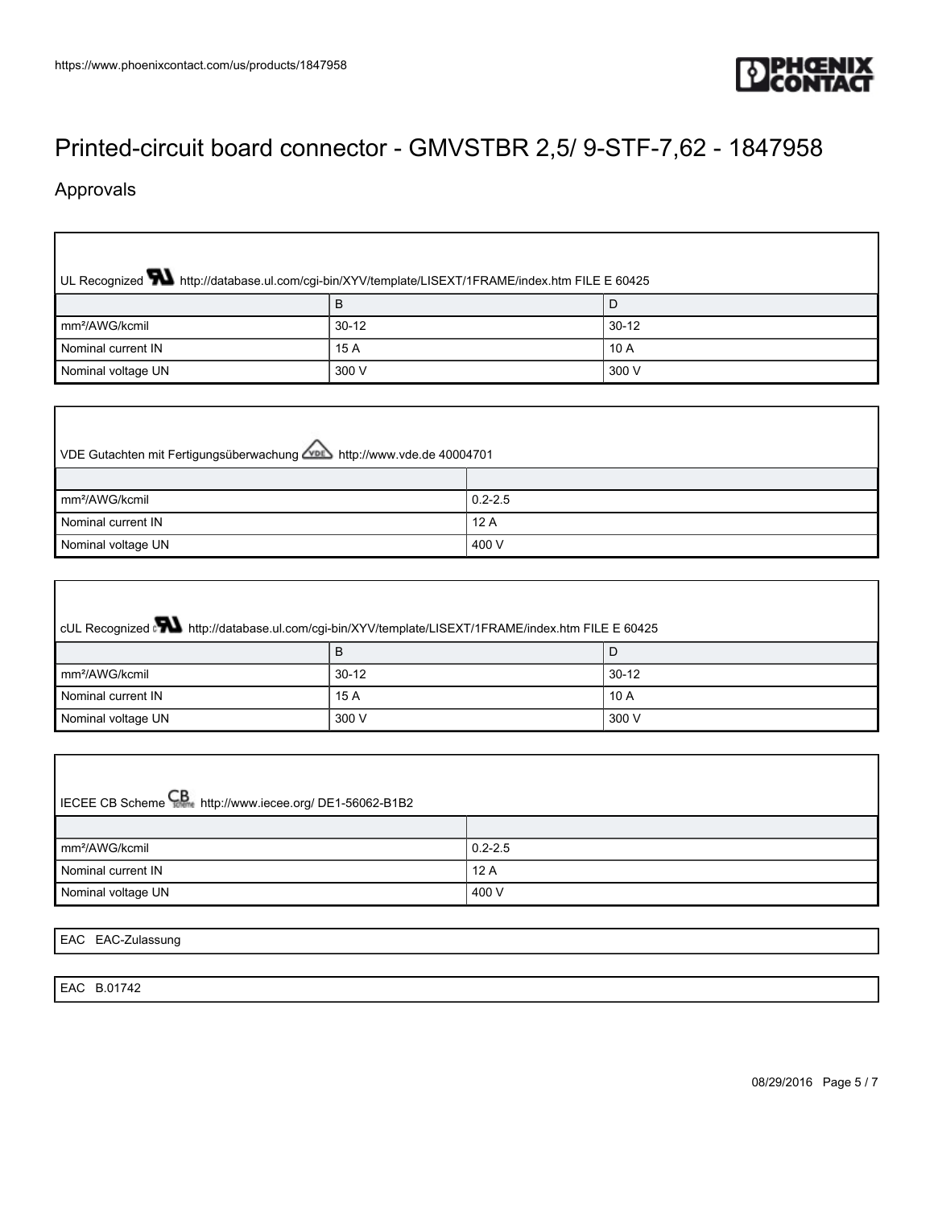# Printed-circuit board connector - GMVSTBR 2,5/ 9-STF-7,62 - 1847958

## Approvals

UL Recognized http://database.ul.com/cgi-bin/XYV/template/LISEXT/1FRAME/index.htm FILE E 60425

| | B | D |
|---|---|---|
| mm²/AWG/kcmil | 30-12 | 30-12 |
| Nominal current IN | 15 A | 10 A |
| Nominal voltage UN | 300 V | 300 V |

VDE Gutachten mit Fertigungsüberwachung http://www.vde.de 40004701

| | |
|---|---|
| mm²/AWG/kcmil | 0.2-2.5 |
| Nominal current IN | 12 A |
| Nominal voltage UN | 400 V |

cUL Recognized http://database.ul.com/cgi-bin/XYV/template/LISEXT/1FRAME/index.htm FILE E 60425

| | B | D |
|---|---|---|
| mm²/AWG/kcmil | 30-12 | 30-12 |
| Nominal current IN | 15 A | 10 A |
| Nominal voltage UN | 300 V | 300 V |

IECEE CB Scheme http://www.iecee.org/ DE1-56062-B1B2

| | |
|---|---|
| mm²/AWG/kcmil | 0.2-2.5 |
| Nominal current IN | 12 A |
| Nominal voltage UN | 400 V |

EAC EAC-Zulassung

EAC B.01742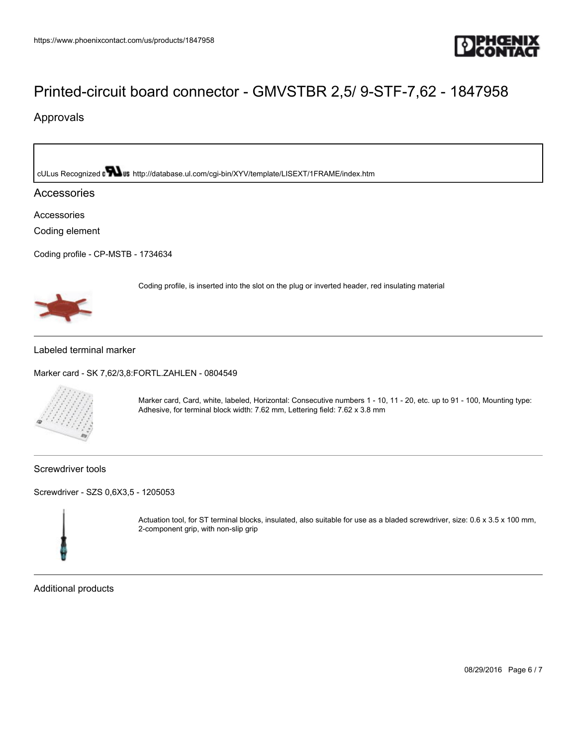# Printed-circuit board connector - GMVSTBR 2,5/ 9-STF-7,62 - 1847958

## Approvals

cULus Recognized http://database.ul.com/cgi-bin/XYV/template/LISEXT/1FRAME/index.htm

## Accessories

### Accessories

### Coding element

Coding profile - CP-MSTB - 1734634

Coding profile, is inserted into the slot on the plug or inverted header, red insulating material

---

Labeled terminal marker

Marker card - SK 7,62/3,8:FORTL.ZAHLEN - 0804549

Marker card, Card, white, labeled, Horizontal: Consecutive numbers 1 - 10, 11 - 20, etc. up to 91 - 100, Mounting type: Adhesive, for terminal block width: 7.62 mm, Lettering field: 7.62 x 3.8 mm

---

Screwdriver tools

Screwdriver - SZS 0,6X3,5 - 1205053

Actuation tool, for ST terminal blocks, insulated, also suitable for use as a bladed screwdriver, size: 0.6 x 3.5 x 100 mm, 2-component grip, with non-slip grip

---

Additional products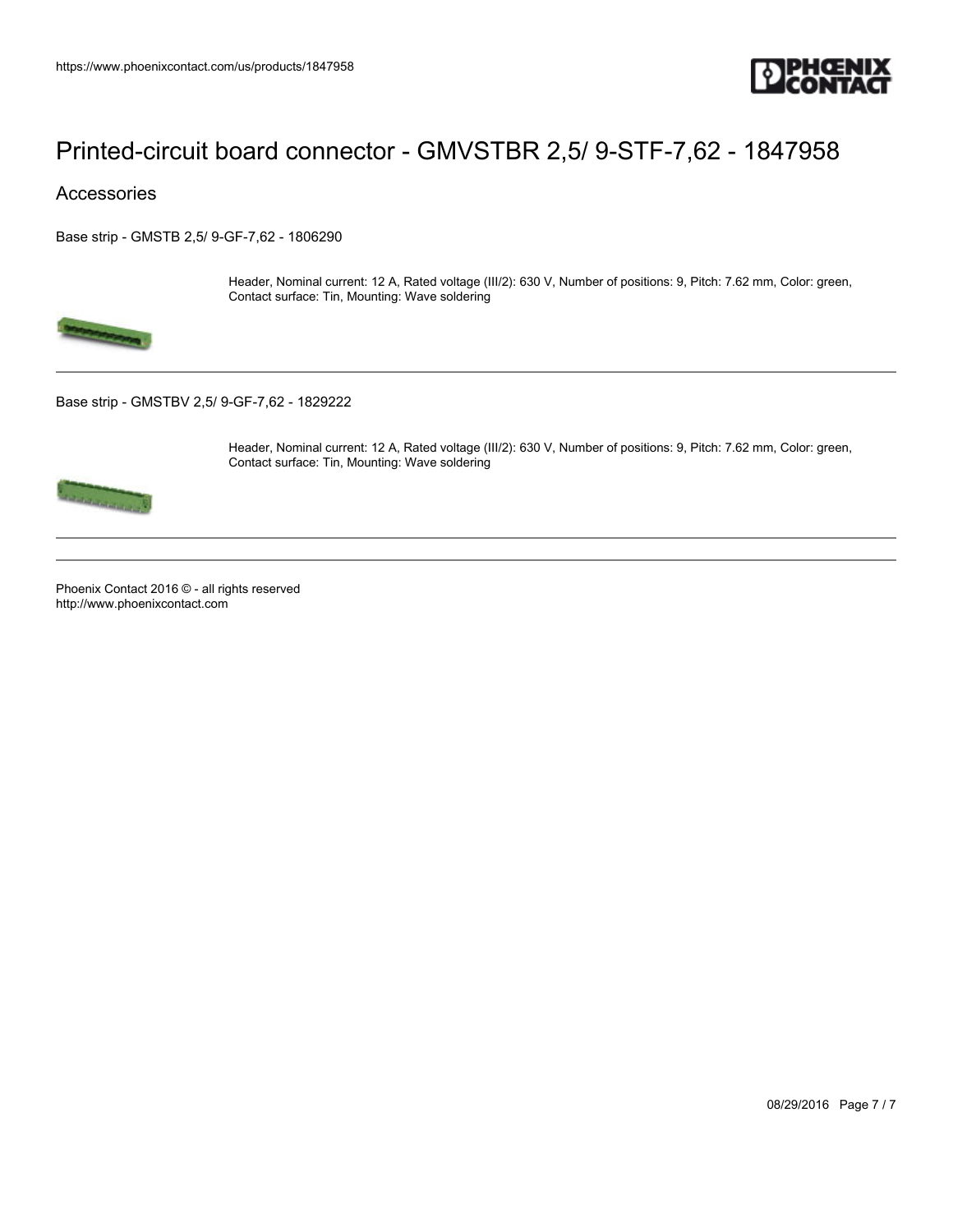# Printed-circuit board connector - GMVSTBR 2,5/ 9-STF-7,62 - 1847958

## Accessories

Base strip - GMSTB 2,5/ 9-GF-7,62 - 1806290

Header, Nominal current: 12 A, Rated voltage (III/2): 630 V, Number of positions: 9, Pitch: 7.62 mm, Color: green, Contact surface: Tin, Mounting: Wave soldering

---

Base strip - GMSTBV 2,5/ 9-GF-7,62 - 1829222

Header, Nominal current: 12 A, Rated voltage (III/2): 630 V, Number of positions: 9, Pitch: 7.62 mm, Color: green, Contact surface: Tin, Mounting: Wave soldering

---

Phoenix Contact 2016 © - all rights reserved
http://www.phoenixcontact.com